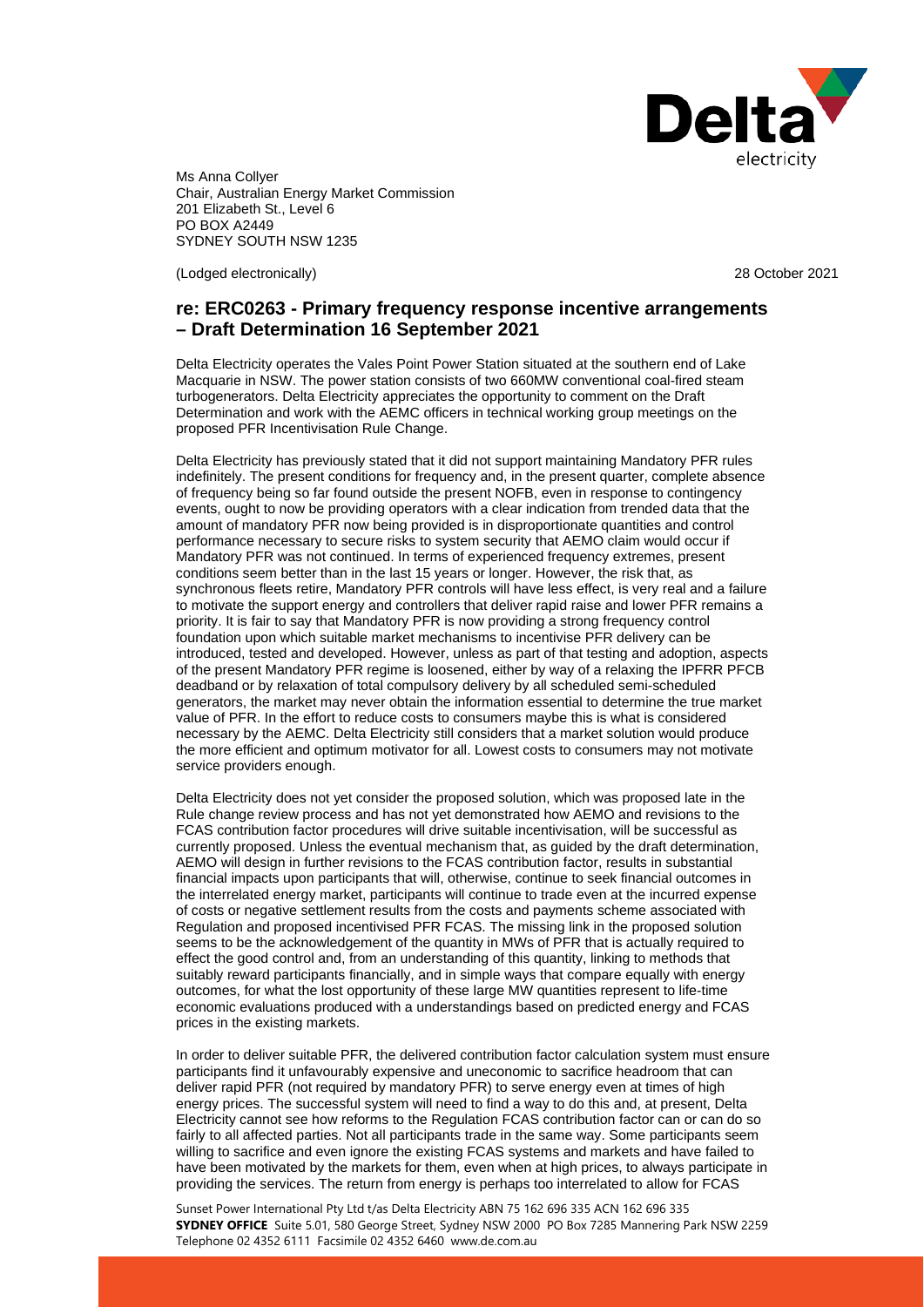Ms Anna Collyer
Chair, Australian Energy Market Commission
201 Elizabeth St., Level 6
PO BOX A2449
SYDNEY SOUTH NSW 1235

(Lodged electronically) 28 October 2021

## re: ERC0263 - Primary frequency response incentive arrangements – Draft Determination 16 September 2021

Delta Electricity operates the Vales Point Power Station situated at the southern end of Lake Macquarie in NSW. The power station consists of two 660MW conventional coal-fired steam turbogenerators. Delta Electricity appreciates the opportunity to comment on the Draft Determination and work with the AEMC officers in technical working group meetings on the proposed PFR Incentivisation Rule Change.

Delta Electricity has previously stated that it did not support maintaining Mandatory PFR rules indefinitely. The present conditions for frequency and, in the present quarter, complete absence of frequency being so far found outside the present NOFB, even in response to contingency events, ought to now be providing operators with a clear indication from trended data that the amount of mandatory PFR now being provided is in disproportionate quantities and control performance necessary to secure risks to system security that AEMO claim would occur if Mandatory PFR was not continued. In terms of experienced frequency extremes, present conditions seem better than in the last 15 years or longer. However, the risk that, as synchronous fleets retire, Mandatory PFR controls will have less effect, is very real and a failure to motivate the support energy and controllers that deliver rapid raise and lower PFR remains a priority. It is fair to say that Mandatory PFR is now providing a strong frequency control foundation upon which suitable market mechanisms to incentivise PFR delivery can be introduced, tested and developed. However, unless as part of that testing and adoption, aspects of the present Mandatory PFR regime is loosened, either by way of a relaxing the IPFRR PFCB deadband or by relaxation of total compulsory delivery by all scheduled semi-scheduled generators, the market may never obtain the information essential to determine the true market value of PFR. In the effort to reduce costs to consumers maybe this is what is considered necessary by the AEMC. Delta Electricity still considers that a market solution would produce the more efficient and optimum motivator for all. Lowest costs to consumers may not motivate service providers enough.

Delta Electricity does not yet consider the proposed solution, which was proposed late in the Rule change review process and has not yet demonstrated how AEMO and revisions to the FCAS contribution factor procedures will drive suitable incentivisation, will be successful as currently proposed. Unless the eventual mechanism that, as guided by the draft determination, AEMO will design in further revisions to the FCAS contribution factor, results in substantial financial impacts upon participants that will, otherwise, continue to seek financial outcomes in the interrelated energy market, participants will continue to trade even at the incurred expense of costs or negative settlement results from the costs and payments scheme associated with Regulation and proposed incentivised PFR FCAS. The missing link in the proposed solution seems to be the acknowledgement of the quantity in MWs of PFR that is actually required to effect the good control and, from an understanding of this quantity, linking to methods that suitably reward participants financially, and in simple ways that compare equally with energy outcomes, for what the lost opportunity of these large MW quantities represent to life-time economic evaluations produced with a understandings based on predicted energy and FCAS prices in the existing markets.

In order to deliver suitable PFR, the delivered contribution factor calculation system must ensure participants find it unfavourably expensive and uneconomic to sacrifice headroom that can deliver rapid PFR (not required by mandatory PFR) to serve energy even at times of high energy prices. The successful system will need to find a way to do this and, at present, Delta Electricity cannot see how reforms to the Regulation FCAS contribution factor can or can do so fairly to all affected parties. Not all participants trade in the same way. Some participants seem willing to sacrifice and even ignore the existing FCAS systems and markets and have failed to have been motivated by the markets for them, even when at high prices, to always participate in providing the services. The return from energy is perhaps too interrelated to allow for FCAS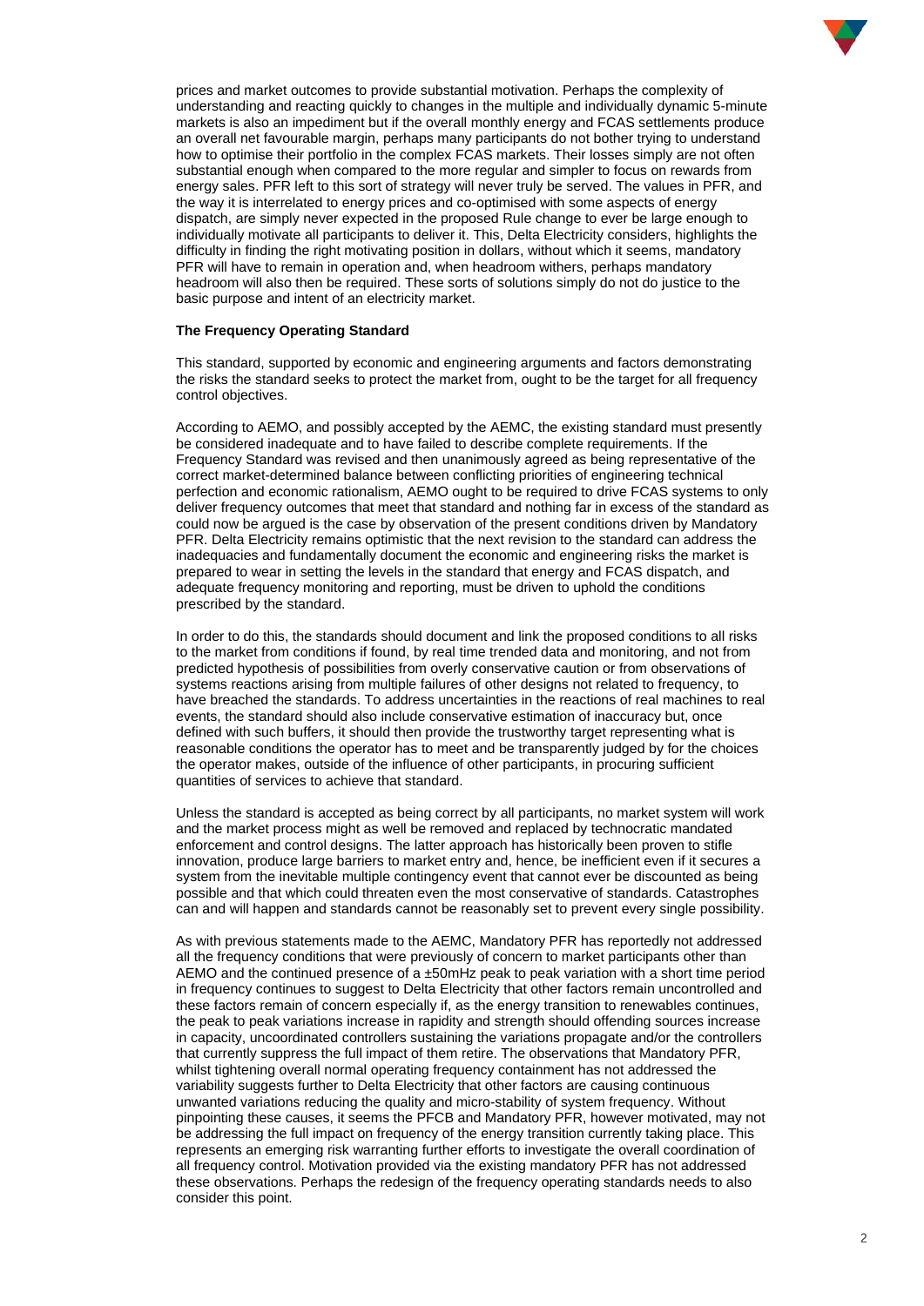prices and market outcomes to provide substantial motivation. Perhaps the complexity of understanding and reacting quickly to changes in the multiple and individually dynamic 5-minute markets is also an impediment but if the overall monthly energy and FCAS settlements produce an overall net favourable margin, perhaps many participants do not bother trying to understand how to optimise their portfolio in the complex FCAS markets. Their losses simply are not often substantial enough when compared to the more regular and simpler to focus on rewards from energy sales. PFR left to this sort of strategy will never truly be served. The values in PFR, and the way it is interrelated to energy prices and co-optimised with some aspects of energy dispatch, are simply never expected in the proposed Rule change to ever be large enough to individually motivate all participants to deliver it. This, Delta Electricity considers, highlights the difficulty in finding the right motivating position in dollars, without which it seems, mandatory PFR will have to remain in operation and, when headroom withers, perhaps mandatory headroom will also then be required. These sorts of solutions simply do not do justice to the basic purpose and intent of an electricity market.

**The Frequency Operating Standard**

This standard, supported by economic and engineering arguments and factors demonstrating the risks the standard seeks to protect the market from, ought to be the target for all frequency control objectives.

According to AEMO, and possibly accepted by the AEMC, the existing standard must presently be considered inadequate and to have failed to describe complete requirements. If the Frequency Standard was revised and then unanimously agreed as being representative of the correct market-determined balance between conflicting priorities of engineering technical perfection and economic rationalism, AEMO ought to be required to drive FCAS systems to only deliver frequency outcomes that meet that standard and nothing far in excess of the standard as could now be argued is the case by observation of the present conditions driven by Mandatory PFR. Delta Electricity remains optimistic that the next revision to the standard can address the inadequacies and fundamentally document the economic and engineering risks the market is prepared to wear in setting the levels in the standard that energy and FCAS dispatch, and adequate frequency monitoring and reporting, must be driven to uphold the conditions prescribed by the standard.

In order to do this, the standards should document and link the proposed conditions to all risks to the market from conditions if found, by real time trended data and monitoring, and not from predicted hypothesis of possibilities from overly conservative caution or from observations of systems reactions arising from multiple failures of other designs not related to frequency, to have breached the standards. To address uncertainties in the reactions of real machines to real events, the standard should also include conservative estimation of inaccuracy but, once defined with such buffers, it should then provide the trustworthy target representing what is reasonable conditions the operator has to meet and be transparently judged by for the choices the operator makes, outside of the influence of other participants, in procuring sufficient quantities of services to achieve that standard.

Unless the standard is accepted as being correct by all participants, no market system will work and the market process might as well be removed and replaced by technocratic mandated enforcement and control designs. The latter approach has historically been proven to stifle innovation, produce large barriers to market entry and, hence, be inefficient even if it secures a system from the inevitable multiple contingency event that cannot ever be discounted as being possible and that which could threaten even the most conservative of standards. Catastrophes can and will happen and standards cannot be reasonably set to prevent every single possibility.

As with previous statements made to the AEMC, Mandatory PFR has reportedly not addressed all the frequency conditions that were previously of concern to market participants other than AEMO and the continued presence of a ±50mHz peak to peak variation with a short time period in frequency continues to suggest to Delta Electricity that other factors remain uncontrolled and these factors remain of concern especially if, as the energy transition to renewables continues, the peak to peak variations increase in rapidity and strength should offending sources increase in capacity, uncoordinated controllers sustaining the variations propagate and/or the controllers that currently suppress the full impact of them retire. The observations that Mandatory PFR, whilst tightening overall normal operating frequency containment has not addressed the variability suggests further to Delta Electricity that other factors are causing continuous unwanted variations reducing the quality and micro-stability of system frequency. Without pinpointing these causes, it seems the PFCB and Mandatory PFR, however motivated, may not be addressing the full impact on frequency of the energy transition currently taking place. This represents an emerging risk warranting further efforts to investigate the overall coordination of all frequency control. Motivation provided via the existing mandatory PFR has not addressed these observations. Perhaps the redesign of the frequency operating standards needs to also consider this point.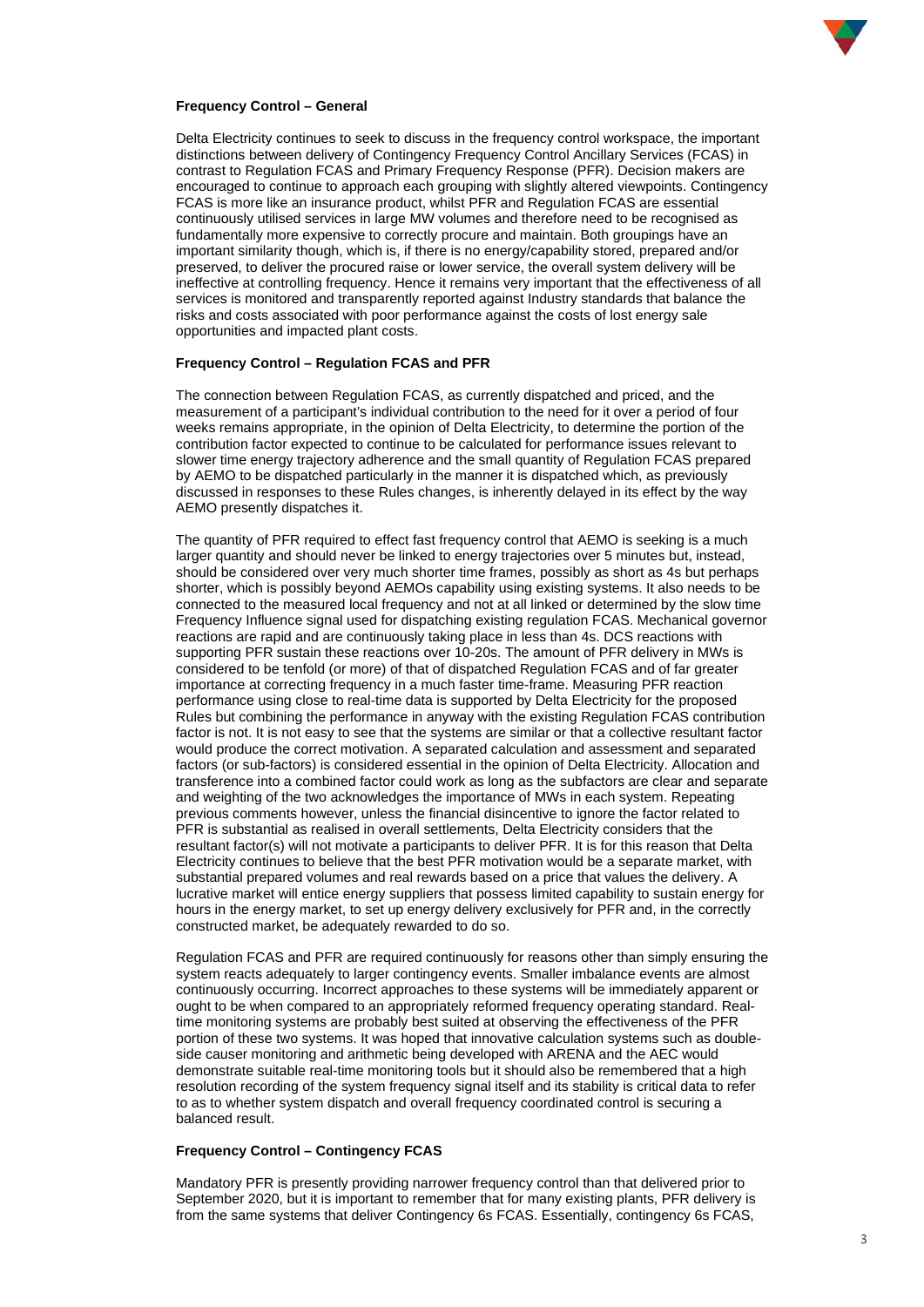**Frequency Control – General**

Delta Electricity continues to seek to discuss in the frequency control workspace, the important distinctions between delivery of Contingency Frequency Control Ancillary Services (FCAS) in contrast to Regulation FCAS and Primary Frequency Response (PFR). Decision makers are encouraged to continue to approach each grouping with slightly altered viewpoints. Contingency FCAS is more like an insurance product, whilst PFR and Regulation FCAS are essential continuously utilised services in large MW volumes and therefore need to be recognised as fundamentally more expensive to correctly procure and maintain. Both groupings have an important similarity though, which is, if there is no energy/capability stored, prepared and/or preserved, to deliver the procured raise or lower service, the overall system delivery will be ineffective at controlling frequency. Hence it remains very important that the effectiveness of all services is monitored and transparently reported against Industry standards that balance the risks and costs associated with poor performance against the costs of lost energy sale opportunities and impacted plant costs.

**Frequency Control – Regulation FCAS and PFR**

The connection between Regulation FCAS, as currently dispatched and priced, and the measurement of a participant's individual contribution to the need for it over a period of four weeks remains appropriate, in the opinion of Delta Electricity, to determine the portion of the contribution factor expected to continue to be calculated for performance issues relevant to slower time energy trajectory adherence and the small quantity of Regulation FCAS prepared by AEMO to be dispatched particularly in the manner it is dispatched which, as previously discussed in responses to these Rules changes, is inherently delayed in its effect by the way AEMO presently dispatches it.

The quantity of PFR required to effect fast frequency control that AEMO is seeking is a much larger quantity and should never be linked to energy trajectories over 5 minutes but, instead, should be considered over very much shorter time frames, possibly as short as 4s but perhaps shorter, which is possibly beyond AEMOs capability using existing systems. It also needs to be connected to the measured local frequency and not at all linked or determined by the slow time Frequency Influence signal used for dispatching existing regulation FCAS. Mechanical governor reactions are rapid and are continuously taking place in less than 4s. DCS reactions with supporting PFR sustain these reactions over 10-20s. The amount of PFR delivery in MWs is considered to be tenfold (or more) of that of dispatched Regulation FCAS and of far greater importance at correcting frequency in a much faster time-frame. Measuring PFR reaction performance using close to real-time data is supported by Delta Electricity for the proposed Rules but combining the performance in anyway with the existing Regulation FCAS contribution factor is not. It is not easy to see that the systems are similar or that a collective resultant factor would produce the correct motivation. A separated calculation and assessment and separated factors (or sub-factors) is considered essential in the opinion of Delta Electricity. Allocation and transference into a combined factor could work as long as the subfactors are clear and separate and weighting of the two acknowledges the importance of MWs in each system. Repeating previous comments however, unless the financial disincentive to ignore the factor related to PFR is substantial as realised in overall settlements, Delta Electricity considers that the resultant factor(s) will not motivate a participants to deliver PFR. It is for this reason that Delta Electricity continues to believe that the best PFR motivation would be a separate market, with substantial prepared volumes and real rewards based on a price that values the delivery. A lucrative market will entice energy suppliers that possess limited capability to sustain energy for hours in the energy market, to set up energy delivery exclusively for PFR and, in the correctly constructed market, be adequately rewarded to do so.

Regulation FCAS and PFR are required continuously for reasons other than simply ensuring the system reacts adequately to larger contingency events. Smaller imbalance events are almost continuously occurring. Incorrect approaches to these systems will be immediately apparent or ought to be when compared to an appropriately reformed frequency operating standard. Real-time monitoring systems are probably best suited at observing the effectiveness of the PFR portion of these two systems. It was hoped that innovative calculation systems such as double-side causer monitoring and arithmetic being developed with ARENA and the AEC would demonstrate suitable real-time monitoring tools but it should also be remembered that a high resolution recording of the system frequency signal itself and its stability is critical data to refer to as to whether system dispatch and overall frequency coordinated control is securing a balanced result.

**Frequency Control – Contingency FCAS**

Mandatory PFR is presently providing narrower frequency control than that delivered prior to September 2020, but it is important to remember that for many existing plants, PFR delivery is from the same systems that deliver Contingency 6s FCAS. Essentially, contingency 6s FCAS,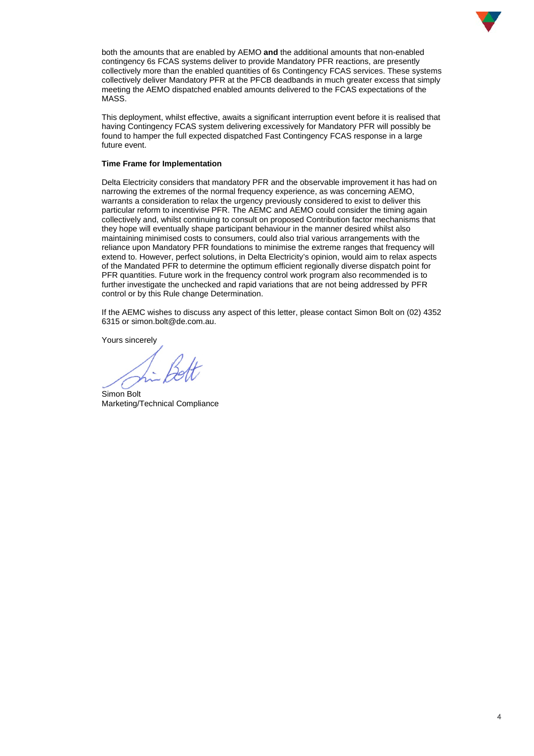both the amounts that are enabled by AEMO **and** the additional amounts that non-enabled contingency 6s FCAS systems deliver to provide Mandatory PFR reactions, are presently collectively more than the enabled quantities of 6s Contingency FCAS services. These systems collectively deliver Mandatory PFR at the PFCB deadbands in much greater excess that simply meeting the AEMO dispatched enabled amounts delivered to the FCAS expectations of the MASS.

This deployment, whilst effective, awaits a significant interruption event before it is realised that having Contingency FCAS system delivering excessively for Mandatory PFR will possibly be found to hamper the full expected dispatched Fast Contingency FCAS response in a large future event.

**Time Frame for Implementation**

Delta Electricity considers that mandatory PFR and the observable improvement it has had on narrowing the extremes of the normal frequency experience, as was concerning AEMO, warrants a consideration to relax the urgency previously considered to exist to deliver this particular reform to incentivise PFR. The AEMC and AEMO could consider the timing again collectively and, whilst continuing to consult on proposed Contribution factor mechanisms that they hope will eventually shape participant behaviour in the manner desired whilst also maintaining minimised costs to consumers, could also trial various arrangements with the reliance upon Mandatory PFR foundations to minimise the extreme ranges that frequency will extend to. However, perfect solutions, in Delta Electricity's opinion, would aim to relax aspects of the Mandated PFR to determine the optimum efficient regionally diverse dispatch point for PFR quantities. Future work in the frequency control work program also recommended is to further investigate the unchecked and rapid variations that are not being addressed by PFR control or by this Rule change Determination.

If the AEMC wishes to discuss any aspect of this letter, please contact Simon Bolt on (02) 4352 6315 or simon.bolt@de.com.au.

Yours sincerely

Simon Bolt
Marketing/Technical Compliance